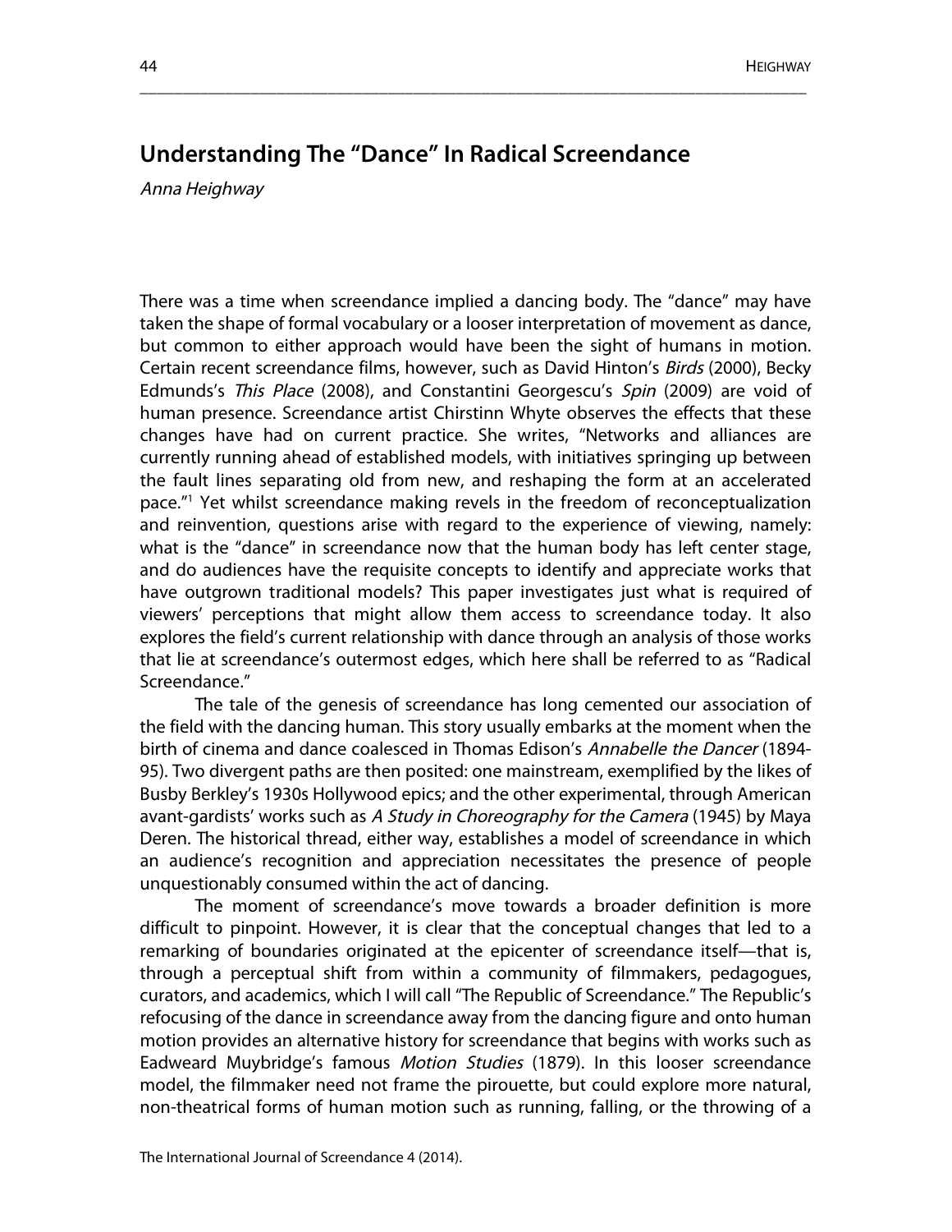# Understanding The "Dance" In Radical Screendance

*Anna Heighway*

There was a time when screendance implied a dancing body. The "dance" may have taken the shape of formal vocabulary or a looser interpretation of movement as dance, but common to either approach would have been the sight of humans in motion. Certain recent screendance films, however, such as David Hinton's *Birds* (2000), Becky Edmunds's *This Place* (2008), and Constantini Georgescu's *Spin* (2009) are void of human presence. Screendance artist Chirstinn Whyte observes the effects that these changes have had on current practice. She writes, "Networks and alliances are currently running ahead of established models, with initiatives springing up between the fault lines separating old from new, and reshaping the form at an accelerated pace."[1] Yet whilst screendance making revels in the freedom of reconceptualization and reinvention, questions arise with regard to the experience of viewing, namely: what is the "dance" in screendance now that the human body has left center stage, and do audiences have the requisite concepts to identify and appreciate works that have outgrown traditional models? This paper investigates just what is required of viewers' perceptions that might allow them access to screendance today. It also explores the field's current relationship with dance through an analysis of those works that lie at screendance's outermost edges, which here shall be referred to as "Radical Screendance."

The tale of the genesis of screendance has long cemented our association of the field with the dancing human. This story usually embarks at the moment when the birth of cinema and dance coalesced in Thomas Edison's *Annabelle the Dancer* (1894-95). Two divergent paths are then posited: one mainstream, exemplified by the likes of Busby Berkley's 1930s Hollywood epics; and the other experimental, through American avant-gardists' works such as *A Study in Choreography for the Camera* (1945) by Maya Deren. The historical thread, either way, establishes a model of screendance in which an audience's recognition and appreciation necessitates the presence of people unquestionably consumed within the act of dancing.

The moment of screendance's move towards a broader definition is more difficult to pinpoint. However, it is clear that the conceptual changes that led to a remarking of boundaries originated at the epicenter of screendance itself—that is, through a perceptual shift from within a community of filmmakers, pedagogues, curators, and academics, which I will call "The Republic of Screendance." The Republic's refocusing of the dance in screendance away from the dancing figure and onto human motion provides an alternative history for screendance that begins with works such as Eadweard Muybridge's famous *Motion Studies* (1879). In this looser screendance model, the filmmaker need not frame the pirouette, but could explore more natural, non-theatrical forms of human motion such as running, falling, or the throwing of a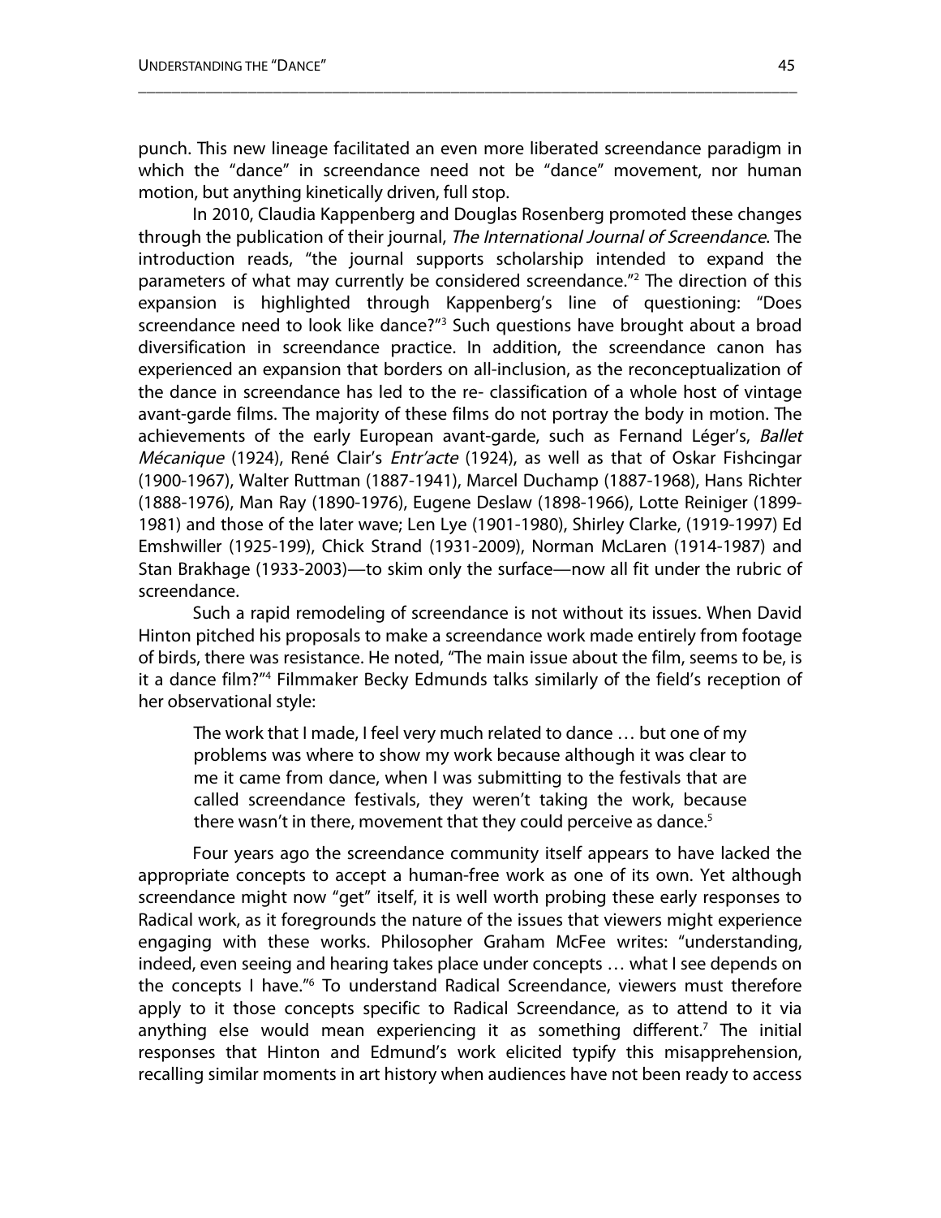punch. This new lineage facilitated an even more liberated screendance paradigm in which the "dance" in screendance need not be "dance" movement, nor human motion, but anything kinetically driven, full stop.

In 2010, Claudia Kappenberg and Douglas Rosenberg promoted these changes through the publication of their journal, *The International Journal of Screendance*. The introduction reads, "the journal supports scholarship intended to expand the parameters of what may currently be considered screendance."[2] The direction of this expansion is highlighted through Kappenberg's line of questioning: "Does screendance need to look like dance?"[3] Such questions have brought about a broad diversification in screendance practice. In addition, the screendance canon has experienced an expansion that borders on all-inclusion, as the reconceptualization of the dance in screendance has led to the re- classification of a whole host of vintage avant-garde films. The majority of these films do not portray the body in motion. The achievements of the early European avant-garde, such as Fernand Léger's, *Ballet Mécanique* (1924), René Clair's *Entr'acte* (1924), as well as that of Oskar Fishcingar (1900-1967), Walter Ruttman (1887-1941), Marcel Duchamp (1887-1968), Hans Richter (1888-1976), Man Ray (1890-1976), Eugene Deslaw (1898-1966), Lotte Reiniger (1899-1981) and those of the later wave; Len Lye (1901-1980), Shirley Clarke, (1919-1997) Ed Emshwiller (1925-199), Chick Strand (1931-2009), Norman McLaren (1914-1987) and Stan Brakhage (1933-2003)—to skim only the surface—now all fit under the rubric of screendance.

Such a rapid remodeling of screendance is not without its issues. When David Hinton pitched his proposals to make a screendance work made entirely from footage of birds, there was resistance. He noted, "The main issue about the film, seems to be, is it a dance film?"[4] Filmmaker Becky Edmunds talks similarly of the field's reception of her observational style:

> The work that I made, I feel very much related to dance … but one of my problems was where to show my work because although it was clear to me it came from dance, when I was submitting to the festivals that are called screendance festivals, they weren't taking the work, because there wasn't in there, movement that they could perceive as dance.[5]

Four years ago the screendance community itself appears to have lacked the appropriate concepts to accept a human-free work as one of its own. Yet although screendance might now "get" itself, it is well worth probing these early responses to Radical work, as it foregrounds the nature of the issues that viewers might experience engaging with these works. Philosopher Graham McFee writes: "understanding, indeed, even seeing and hearing takes place under concepts … what I see depends on the concepts I have."[6] To understand Radical Screendance, viewers must therefore apply to it those concepts specific to Radical Screendance, as to attend to it via anything else would mean experiencing it as something different.[7] The initial responses that Hinton and Edmund's work elicited typify this misapprehension, recalling similar moments in art history when audiences have not been ready to access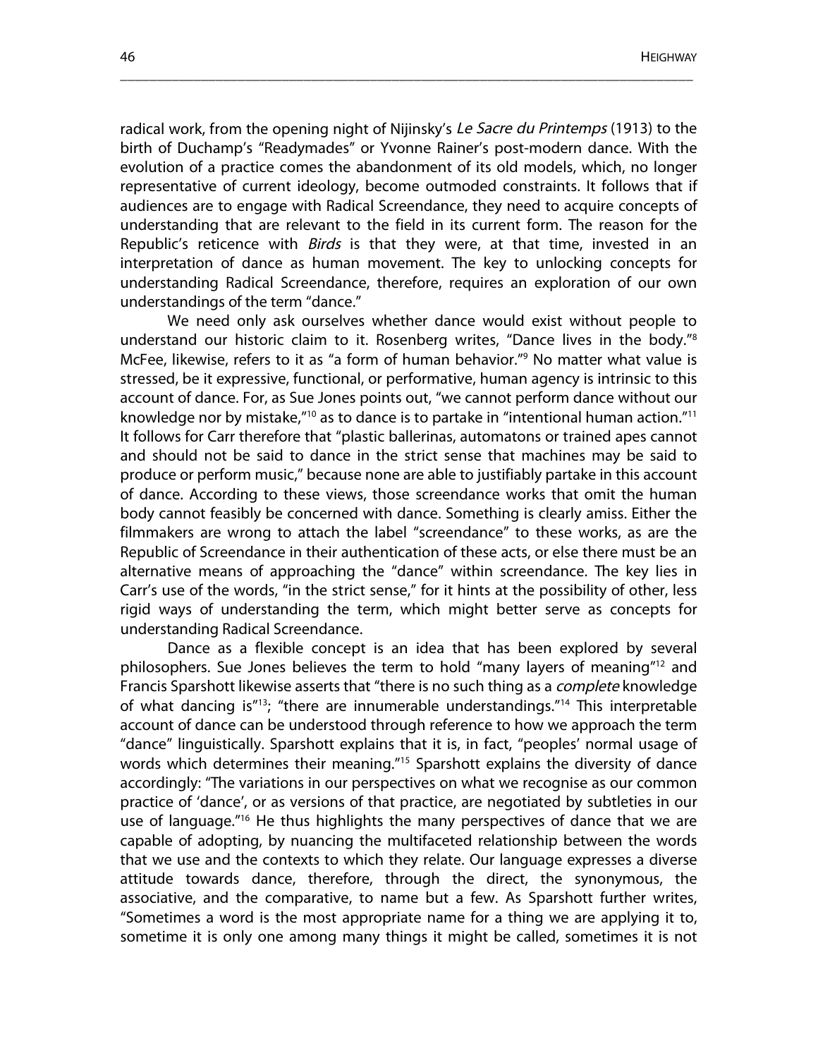radical work, from the opening night of Nijinsky's *Le Sacre du Printemps* (1913) to the birth of Duchamp's "Readymades" or Yvonne Rainer's post-modern dance. With the evolution of a practice comes the abandonment of its old models, which, no longer representative of current ideology, become outmoded constraints. It follows that if audiences are to engage with Radical Screendance, they need to acquire concepts of understanding that are relevant to the field in its current form. The reason for the Republic's reticence with *Birds* is that they were, at that time, invested in an interpretation of dance as human movement. The key to unlocking concepts for understanding Radical Screendance, therefore, requires an exploration of our own understandings of the term "dance."

We need only ask ourselves whether dance would exist without people to understand our historic claim to it. Rosenberg writes, "Dance lives in the body."[8] McFee, likewise, refers to it as "a form of human behavior."[9] No matter what value is stressed, be it expressive, functional, or performative, human agency is intrinsic to this account of dance. For, as Sue Jones points out, "we cannot perform dance without our knowledge nor by mistake,"[10] as to dance is to partake in "intentional human action."[11] It follows for Carr therefore that "plastic ballerinas, automatons or trained apes cannot and should not be said to dance in the strict sense that machines may be said to produce or perform music," because none are able to justifiably partake in this account of dance. According to these views, those screendance works that omit the human body cannot feasibly be concerned with dance. Something is clearly amiss. Either the filmmakers are wrong to attach the label "screendance" to these works, as are the Republic of Screendance in their authentication of these acts, or else there must be an alternative means of approaching the "dance" within screendance. The key lies in Carr's use of the words, "in the strict sense," for it hints at the possibility of other, less rigid ways of understanding the term, which might better serve as concepts for understanding Radical Screendance.

Dance as a flexible concept is an idea that has been explored by several philosophers. Sue Jones believes the term to hold "many layers of meaning"[12] and Francis Sparshott likewise asserts that "there is no such thing as a *complete* knowledge of what dancing is"[13]; "there are innumerable understandings."[14] This interpretable account of dance can be understood through reference to how we approach the term "dance" linguistically. Sparshott explains that it is, in fact, "peoples' normal usage of words which determines their meaning."[15] Sparshott explains the diversity of dance accordingly: "The variations in our perspectives on what we recognise as our common practice of 'dance', or as versions of that practice, are negotiated by subtleties in our use of language."[16] He thus highlights the many perspectives of dance that we are capable of adopting, by nuancing the multifaceted relationship between the words that we use and the contexts to which they relate. Our language expresses a diverse attitude towards dance, therefore, through the direct, the synonymous, the associative, and the comparative, to name but a few. As Sparshott further writes, "Sometimes a word is the most appropriate name for a thing we are applying it to, sometime it is only one among many things it might be called, sometimes it is not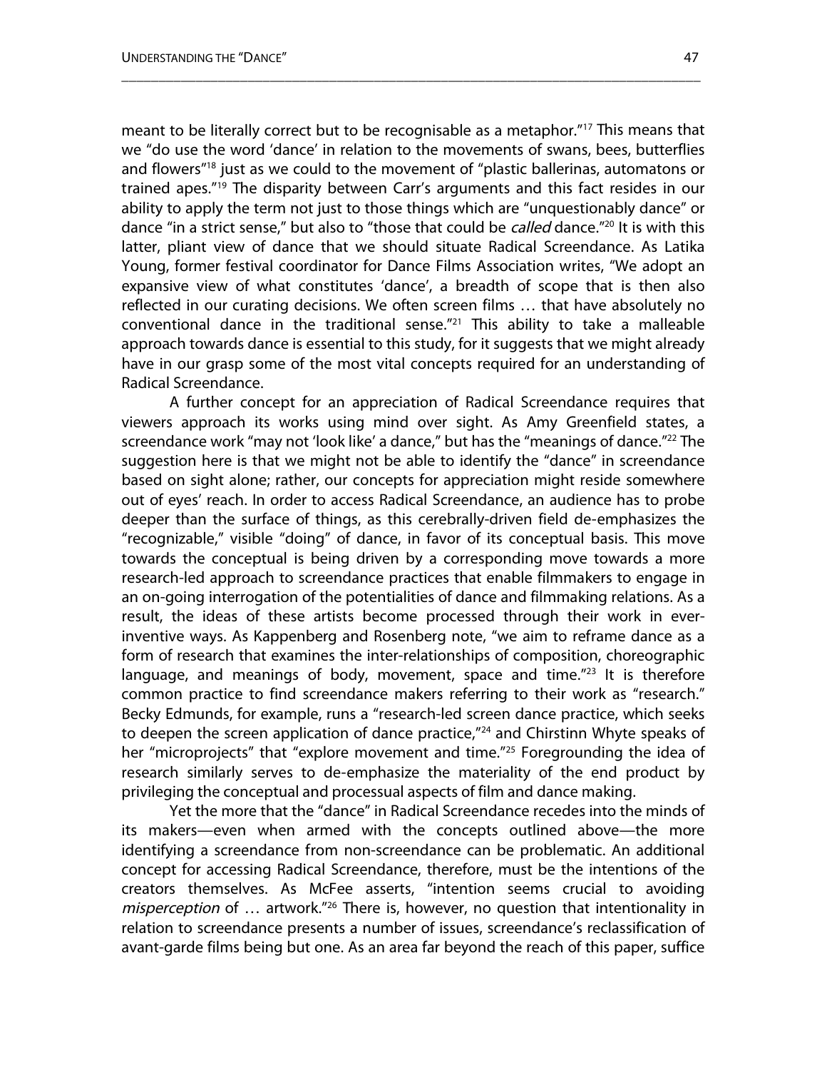meant to be literally correct but to be recognisable as a metaphor."[17] This means that we "do use the word 'dance' in relation to the movements of swans, bees, butterflies and flowers"[18] just as we could to the movement of "plastic ballerinas, automatons or trained apes."[19] The disparity between Carr's arguments and this fact resides in our ability to apply the term not just to those things which are "unquestionably dance" or dance "in a strict sense," but also to "those that could be *called* dance."[20] It is with this latter, pliant view of dance that we should situate Radical Screendance. As Latika Young, former festival coordinator for Dance Films Association writes, "We adopt an expansive view of what constitutes 'dance', a breadth of scope that is then also reflected in our curating decisions. We often screen films … that have absolutely no conventional dance in the traditional sense."[21] This ability to take a malleable approach towards dance is essential to this study, for it suggests that we might already have in our grasp some of the most vital concepts required for an understanding of Radical Screendance.

A further concept for an appreciation of Radical Screendance requires that viewers approach its works using mind over sight. As Amy Greenfield states, a screendance work "may not 'look like' a dance," but has the "meanings of dance."[22] The suggestion here is that we might not be able to identify the "dance" in screendance based on sight alone; rather, our concepts for appreciation might reside somewhere out of eyes' reach. In order to access Radical Screendance, an audience has to probe deeper than the surface of things, as this cerebrally-driven field de-emphasizes the "recognizable," visible "doing" of dance, in favor of its conceptual basis. This move towards the conceptual is being driven by a corresponding move towards a more research-led approach to screendance practices that enable filmmakers to engage in an on-going interrogation of the potentialities of dance and filmmaking relations. As a result, the ideas of these artists become processed through their work in ever-inventive ways. As Kappenberg and Rosenberg note, "we aim to reframe dance as a form of research that examines the inter-relationships of composition, choreographic language, and meanings of body, movement, space and time."[23] It is therefore common practice to find screendance makers referring to their work as "research." Becky Edmunds, for example, runs a "research-led screen dance practice, which seeks to deepen the screen application of dance practice,"[24] and Chirstinn Whyte speaks of her "microprojects" that "explore movement and time."[25] Foregrounding the idea of research similarly serves to de-emphasize the materiality of the end product by privileging the conceptual and processual aspects of film and dance making.

Yet the more that the "dance" in Radical Screendance recedes into the minds of its makers—even when armed with the concepts outlined above—the more identifying a screendance from non-screendance can be problematic. An additional concept for accessing Radical Screendance, therefore, must be the intentions of the creators themselves. As McFee asserts, "intention seems crucial to avoiding *misperception* of … artwork."[26] There is, however, no question that intentionality in relation to screendance presents a number of issues, screendance's reclassification of avant-garde films being but one. As an area far beyond the reach of this paper, suffice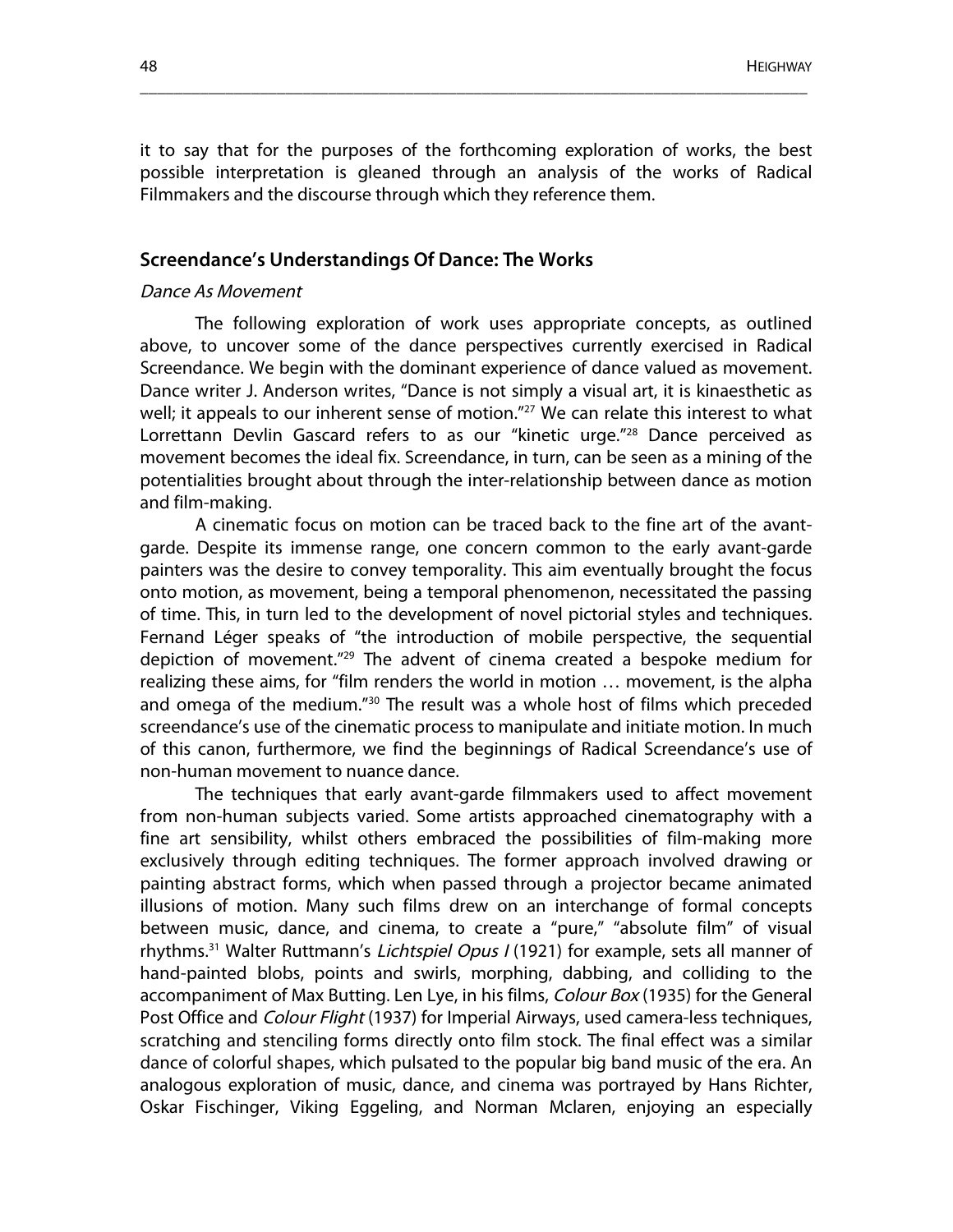it to say that for the purposes of the forthcoming exploration of works, the best possible interpretation is gleaned through an analysis of the works of Radical Filmmakers and the discourse through which they reference them.

## Screendance's Understandings Of Dance: The Works

### *Dance As Movement*

The following exploration of work uses appropriate concepts, as outlined above, to uncover some of the dance perspectives currently exercised in Radical Screendance. We begin with the dominant experience of dance valued as movement. Dance writer J. Anderson writes, "Dance is not simply a visual art, it is kinaesthetic as well; it appeals to our inherent sense of motion."[27] We can relate this interest to what Lorrettann Devlin Gascard refers to as our "kinetic urge."[28] Dance perceived as movement becomes the ideal fix. Screendance, in turn, can be seen as a mining of the potentialities brought about through the inter-relationship between dance as motion and film-making.

A cinematic focus on motion can be traced back to the fine art of the avant-garde. Despite its immense range, one concern common to the early avant-garde painters was the desire to convey temporality. This aim eventually brought the focus onto motion, as movement, being a temporal phenomenon, necessitated the passing of time. This, in turn led to the development of novel pictorial styles and techniques. Fernand Léger speaks of "the introduction of mobile perspective, the sequential depiction of movement."[29] The advent of cinema created a bespoke medium for realizing these aims, for "film renders the world in motion … movement, is the alpha and omega of the medium."[30] The result was a whole host of films which preceded screendance's use of the cinematic process to manipulate and initiate motion. In much of this canon, furthermore, we find the beginnings of Radical Screendance's use of non-human movement to nuance dance.

The techniques that early avant-garde filmmakers used to affect movement from non-human subjects varied. Some artists approached cinematography with a fine art sensibility, whilst others embraced the possibilities of film-making more exclusively through editing techniques. The former approach involved drawing or painting abstract forms, which when passed through a projector became animated illusions of motion. Many such films drew on an interchange of formal concepts between music, dance, and cinema, to create a "pure," "absolute film" of visual rhythms.[31] Walter Ruttmann's *Lichtspiel Opus I* (1921) for example, sets all manner of hand-painted blobs, points and swirls, morphing, dabbing, and colliding to the accompaniment of Max Butting. Len Lye, in his films, *Colour Box* (1935) for the General Post Office and *Colour Flight* (1937) for Imperial Airways, used camera-less techniques, scratching and stenciling forms directly onto film stock. The final effect was a similar dance of colorful shapes, which pulsated to the popular big band music of the era. An analogous exploration of music, dance, and cinema was portrayed by Hans Richter, Oskar Fischinger, Viking Eggeling, and Norman Mclaren, enjoying an especially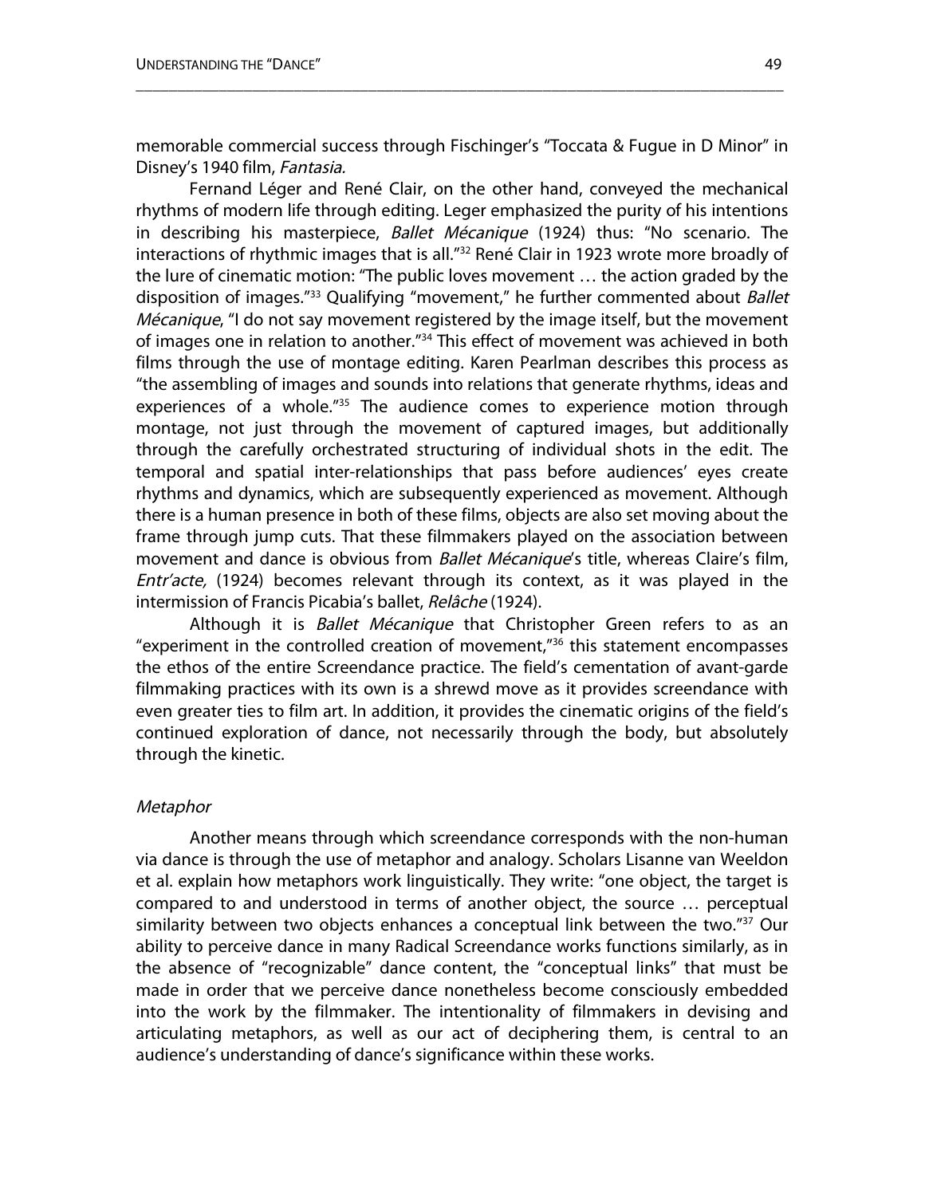memorable commercial success through Fischinger's "Toccata & Fugue in D Minor" in Disney's 1940 film, *Fantasia.*

Fernand Léger and René Clair, on the other hand, conveyed the mechanical rhythms of modern life through editing. Leger emphasized the purity of his intentions in describing his masterpiece, *Ballet Mécanique* (1924) thus: "No scenario. The interactions of rhythmic images that is all."[32] René Clair in 1923 wrote more broadly of the lure of cinematic motion: "The public loves movement … the action graded by the disposition of images."[33] Qualifying "movement," he further commented about *Ballet Mécanique*, "I do not say movement registered by the image itself, but the movement of images one in relation to another."[34] This effect of movement was achieved in both films through the use of montage editing. Karen Pearlman describes this process as "the assembling of images and sounds into relations that generate rhythms, ideas and experiences of a whole."[35] The audience comes to experience motion through montage, not just through the movement of captured images, but additionally through the carefully orchestrated structuring of individual shots in the edit. The temporal and spatial inter-relationships that pass before audiences' eyes create rhythms and dynamics, which are subsequently experienced as movement. Although there is a human presence in both of these films, objects are also set moving about the frame through jump cuts. That these filmmakers played on the association between movement and dance is obvious from *Ballet Mécanique*'s title, whereas Claire's film, *Entr'acte,* (1924) becomes relevant through its context, as it was played in the intermission of Francis Picabia's ballet, *Relâche* (1924).

Although it is *Ballet Mécanique* that Christopher Green refers to as an "experiment in the controlled creation of movement,"[36] this statement encompasses the ethos of the entire Screendance practice. The field's cementation of avant-garde filmmaking practices with its own is a shrewd move as it provides screendance with even greater ties to film art. In addition, it provides the cinematic origins of the field's continued exploration of dance, not necessarily through the body, but absolutely through the kinetic.

### *Metaphor*

Another means through which screendance corresponds with the non-human via dance is through the use of metaphor and analogy. Scholars Lisanne van Weeldon et al. explain how metaphors work linguistically. They write: "one object, the target is compared to and understood in terms of another object, the source … perceptual similarity between two objects enhances a conceptual link between the two."[37] Our ability to perceive dance in many Radical Screendance works functions similarly, as in the absence of "recognizable" dance content, the "conceptual links" that must be made in order that we perceive dance nonetheless become consciously embedded into the work by the filmmaker. The intentionality of filmmakers in devising and articulating metaphors, as well as our act of deciphering them, is central to an audience's understanding of dance's significance within these works.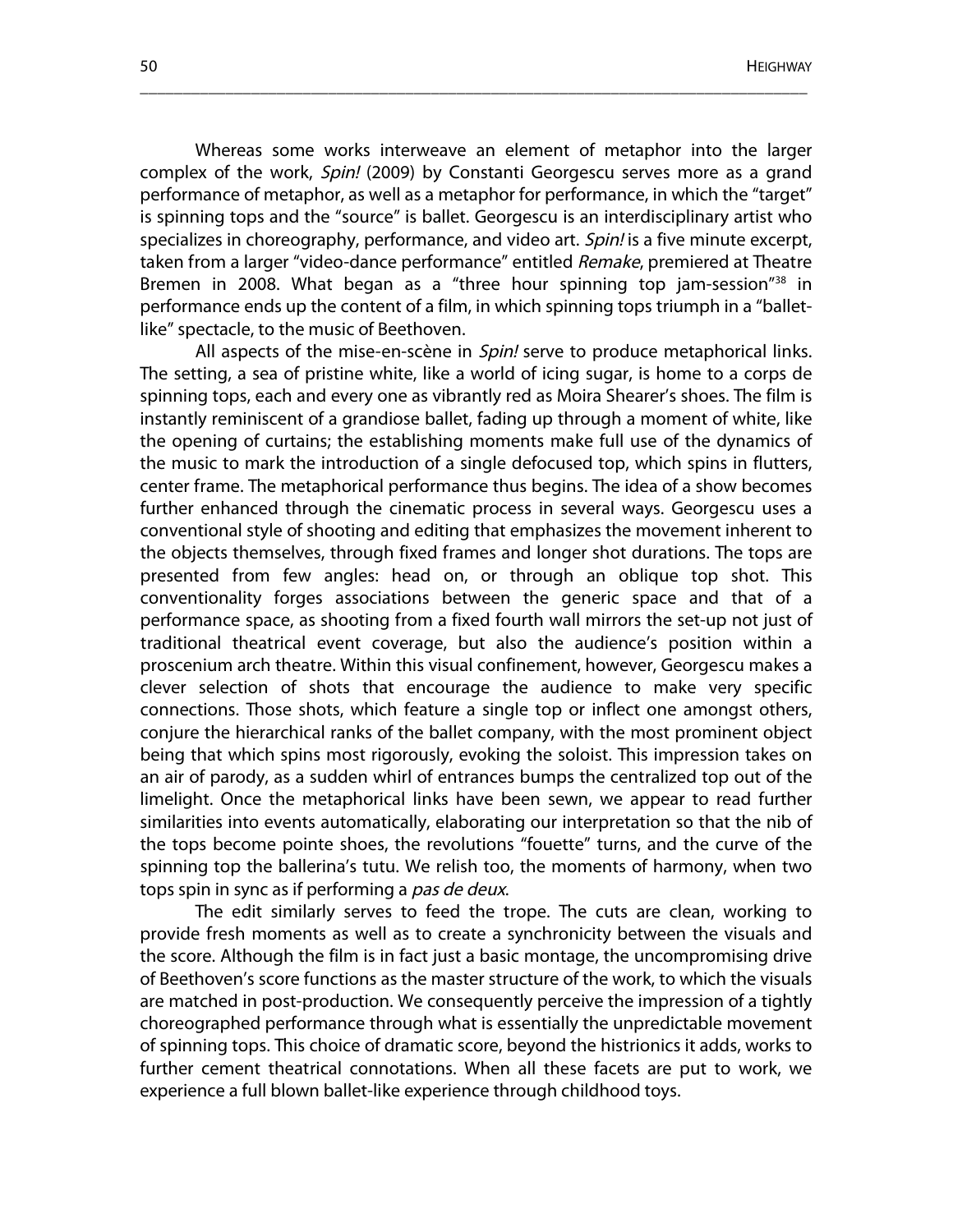Whereas some works interweave an element of metaphor into the larger complex of the work, *Spin!* (2009) by Constanti Georgescu serves more as a grand performance of metaphor, as well as a metaphor for performance, in which the "target" is spinning tops and the "source" is ballet. Georgescu is an interdisciplinary artist who specializes in choreography, performance, and video art. *Spin!* is a five minute excerpt, taken from a larger "video-dance performance" entitled *Remake*, premiered at Theatre Bremen in 2008. What began as a "three hour spinning top jam-session"[38] in performance ends up the content of a film, in which spinning tops triumph in a "ballet-like" spectacle, to the music of Beethoven.

All aspects of the mise-en-scène in *Spin!* serve to produce metaphorical links. The setting, a sea of pristine white, like a world of icing sugar, is home to a corps de spinning tops, each and every one as vibrantly red as Moira Shearer's shoes. The film is instantly reminiscent of a grandiose ballet, fading up through a moment of white, like the opening of curtains; the establishing moments make full use of the dynamics of the music to mark the introduction of a single defocused top, which spins in flutters, center frame. The metaphorical performance thus begins. The idea of a show becomes further enhanced through the cinematic process in several ways. Georgescu uses a conventional style of shooting and editing that emphasizes the movement inherent to the objects themselves, through fixed frames and longer shot durations. The tops are presented from few angles: head on, or through an oblique top shot. This conventionality forges associations between the generic space and that of a performance space, as shooting from a fixed fourth wall mirrors the set-up not just of traditional theatrical event coverage, but also the audience's position within a proscenium arch theatre. Within this visual confinement, however, Georgescu makes a clever selection of shots that encourage the audience to make very specific connections. Those shots, which feature a single top or inflect one amongst others, conjure the hierarchical ranks of the ballet company, with the most prominent object being that which spins most rigorously, evoking the soloist. This impression takes on an air of parody, as a sudden whirl of entrances bumps the centralized top out of the limelight. Once the metaphorical links have been sewn, we appear to read further similarities into events automatically, elaborating our interpretation so that the nib of the tops become pointe shoes, the revolutions "fouette" turns, and the curve of the spinning top the ballerina's tutu. We relish too, the moments of harmony, when two tops spin in sync as if performing a *pas de deux*.

The edit similarly serves to feed the trope. The cuts are clean, working to provide fresh moments as well as to create a synchronicity between the visuals and the score. Although the film is in fact just a basic montage, the uncompromising drive of Beethoven's score functions as the master structure of the work, to which the visuals are matched in post-production. We consequently perceive the impression of a tightly choreographed performance through what is essentially the unpredictable movement of spinning tops. This choice of dramatic score, beyond the histrionics it adds, works to further cement theatrical connotations. When all these facets are put to work, we experience a full blown ballet-like experience through childhood toys.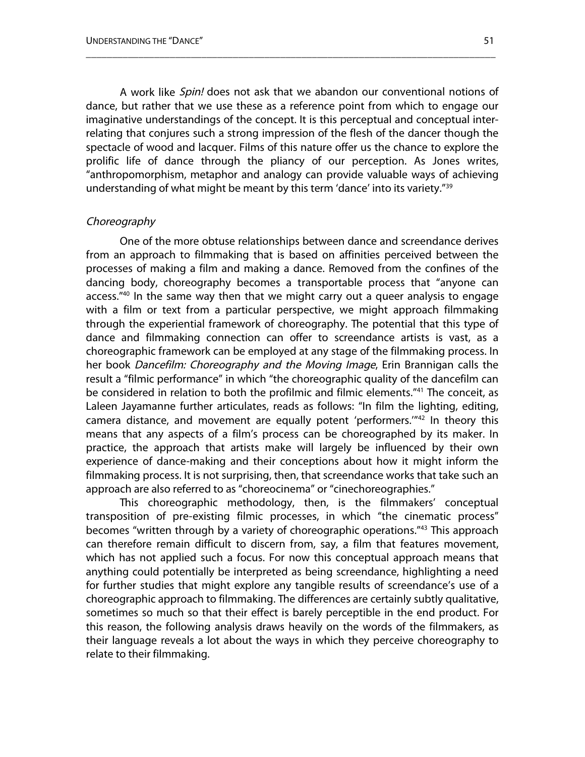A work like *Spin!* does not ask that we abandon our conventional notions of dance, but rather that we use these as a reference point from which to engage our imaginative understandings of the concept. It is this perceptual and conceptual inter-relating that conjures such a strong impression of the flesh of the dancer though the spectacle of wood and lacquer. Films of this nature offer us the chance to explore the prolific life of dance through the pliancy of our perception. As Jones writes, "anthropomorphism, metaphor and analogy can provide valuable ways of achieving understanding of what might be meant by this term 'dance' into its variety."[39]

### *Choreography*

One of the more obtuse relationships between dance and screendance derives from an approach to filmmaking that is based on affinities perceived between the processes of making a film and making a dance. Removed from the confines of the dancing body, choreography becomes a transportable process that "anyone can access."[40] In the same way then that we might carry out a queer analysis to engage with a film or text from a particular perspective, we might approach filmmaking through the experiential framework of choreography. The potential that this type of dance and filmmaking connection can offer to screendance artists is vast, as a choreographic framework can be employed at any stage of the filmmaking process. In her book *Dancefilm: Choreography and the Moving Image*, Erin Brannigan calls the result a "filmic performance" in which "the choreographic quality of the dancefilm can be considered in relation to both the profilmic and filmic elements."[41] The conceit, as Laleen Jayamanne further articulates, reads as follows: "In film the lighting, editing, camera distance, and movement are equally potent 'performers.'"[42] In theory this means that any aspects of a film's process can be choreographed by its maker. In practice, the approach that artists make will largely be influenced by their own experience of dance-making and their conceptions about how it might inform the filmmaking process. It is not surprising, then, that screendance works that take such an approach are also referred to as "choreocinema" or "cinechoreographies."

This choreographic methodology, then, is the filmmakers' conceptual transposition of pre-existing filmic processes, in which "the cinematic process" becomes "written through by a variety of choreographic operations."[43] This approach can therefore remain difficult to discern from, say, a film that features movement, which has not applied such a focus. For now this conceptual approach means that anything could potentially be interpreted as being screendance, highlighting a need for further studies that might explore any tangible results of screendance's use of a choreographic approach to filmmaking. The differences are certainly subtly qualitative, sometimes so much so that their effect is barely perceptible in the end product. For this reason, the following analysis draws heavily on the words of the filmmakers, as their language reveals a lot about the ways in which they perceive choreography to relate to their filmmaking.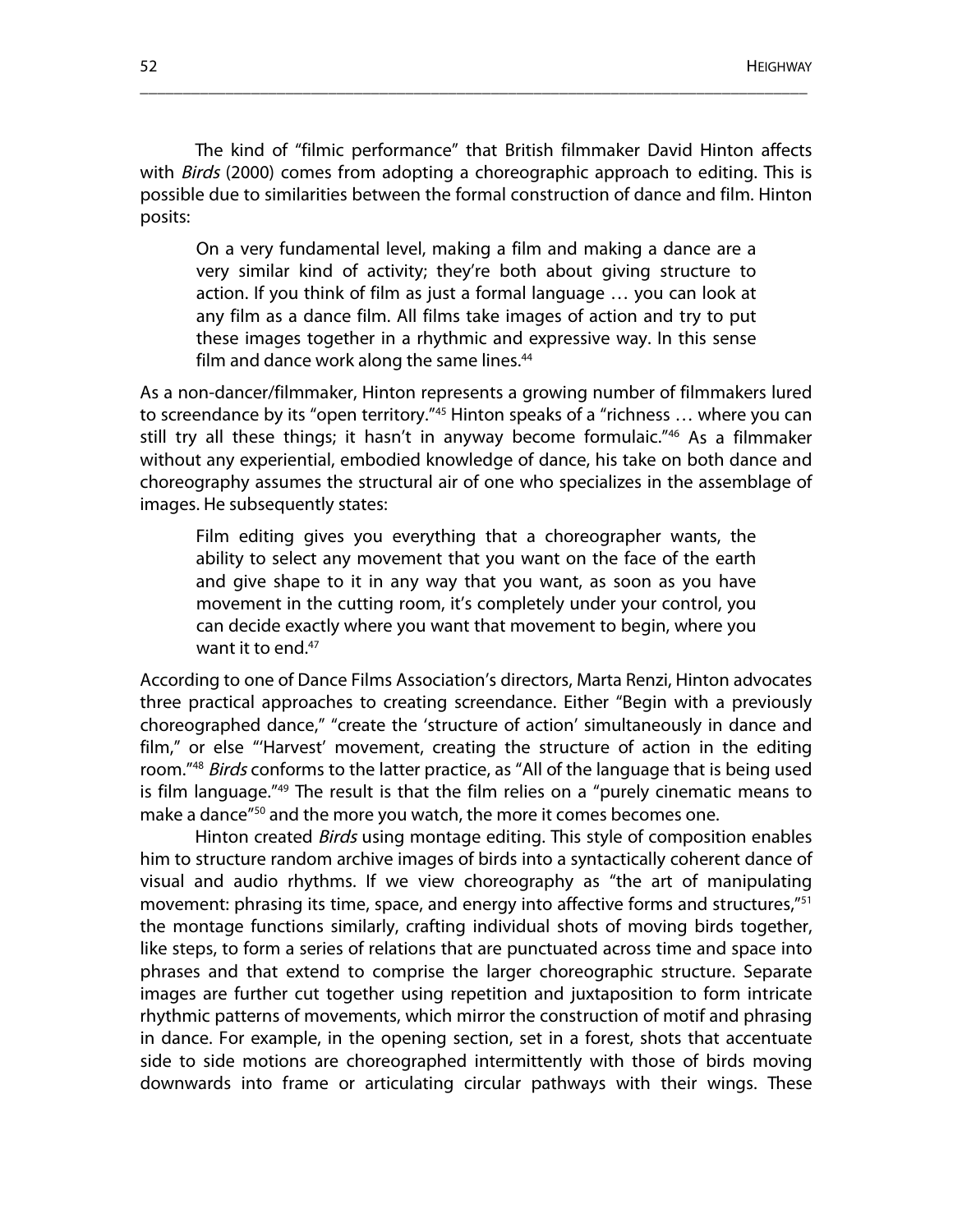The kind of "filmic performance" that British filmmaker David Hinton affects with *Birds* (2000) comes from adopting a choreographic approach to editing. This is possible due to similarities between the formal construction of dance and film. Hinton posits:

> On a very fundamental level, making a film and making a dance are a very similar kind of activity; they're both about giving structure to action. If you think of film as just a formal language … you can look at any film as a dance film. All films take images of action and try to put these images together in a rhythmic and expressive way. In this sense film and dance work along the same lines.[44]

As a non-dancer/filmmaker, Hinton represents a growing number of filmmakers lured to screendance by its "open territory."[45] Hinton speaks of a "richness … where you can still try all these things; it hasn't in anyway become formulaic."[46] As a filmmaker without any experiential, embodied knowledge of dance, his take on both dance and choreography assumes the structural air of one who specializes in the assemblage of images. He subsequently states:

> Film editing gives you everything that a choreographer wants, the ability to select any movement that you want on the face of the earth and give shape to it in any way that you want, as soon as you have movement in the cutting room, it's completely under your control, you can decide exactly where you want that movement to begin, where you want it to end.[47]

According to one of Dance Films Association's directors, Marta Renzi, Hinton advocates three practical approaches to creating screendance. Either "Begin with a previously choreographed dance," "create the 'structure of action' simultaneously in dance and film," or else "'Harvest' movement, creating the structure of action in the editing room."[48] *Birds* conforms to the latter practice, as "All of the language that is being used is film language."[49] The result is that the film relies on a "purely cinematic means to make a dance"[50] and the more you watch, the more it comes becomes one.

Hinton created *Birds* using montage editing. This style of composition enables him to structure random archive images of birds into a syntactically coherent dance of visual and audio rhythms. If we view choreography as "the art of manipulating movement: phrasing its time, space, and energy into affective forms and structures,"[51] the montage functions similarly, crafting individual shots of moving birds together, like steps, to form a series of relations that are punctuated across time and space into phrases and that extend to comprise the larger choreographic structure. Separate images are further cut together using repetition and juxtaposition to form intricate rhythmic patterns of movements, which mirror the construction of motif and phrasing in dance. For example, in the opening section, set in a forest, shots that accentuate side to side motions are choreographed intermittently with those of birds moving downwards into frame or articulating circular pathways with their wings. These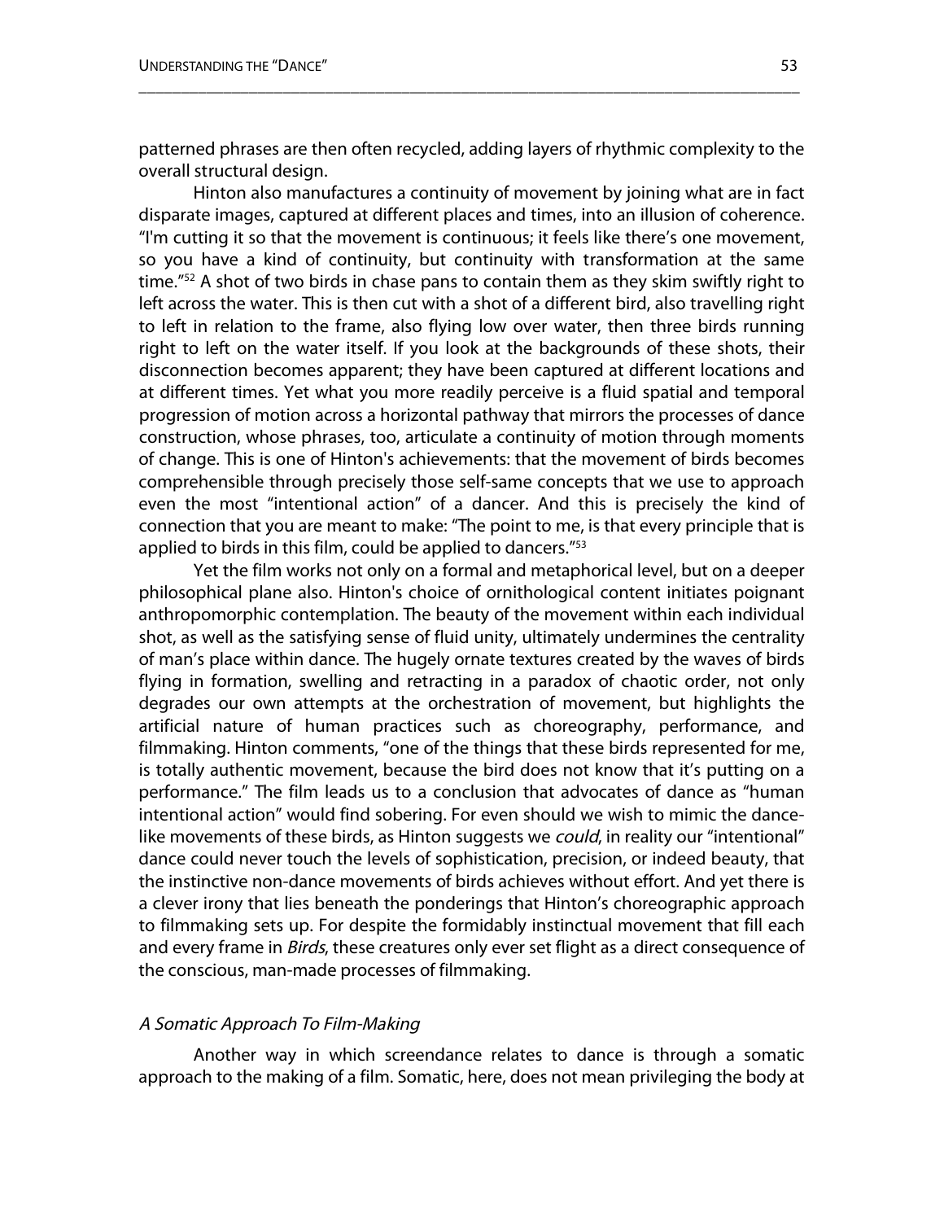patterned phrases are then often recycled, adding layers of rhythmic complexity to the overall structural design.

Hinton also manufactures a continuity of movement by joining what are in fact disparate images, captured at different places and times, into an illusion of coherence. "I'm cutting it so that the movement is continuous; it feels like there's one movement, so you have a kind of continuity, but continuity with transformation at the same time."[52] A shot of two birds in chase pans to contain them as they skim swiftly right to left across the water. This is then cut with a shot of a different bird, also travelling right to left in relation to the frame, also flying low over water, then three birds running right to left on the water itself. If you look at the backgrounds of these shots, their disconnection becomes apparent; they have been captured at different locations and at different times. Yet what you more readily perceive is a fluid spatial and temporal progression of motion across a horizontal pathway that mirrors the processes of dance construction, whose phrases, too, articulate a continuity of motion through moments of change. This is one of Hinton's achievements: that the movement of birds becomes comprehensible through precisely those self-same concepts that we use to approach even the most "intentional action" of a dancer. And this is precisely the kind of connection that you are meant to make: "The point to me, is that every principle that is applied to birds in this film, could be applied to dancers."[53]

Yet the film works not only on a formal and metaphorical level, but on a deeper philosophical plane also. Hinton's choice of ornithological content initiates poignant anthropomorphic contemplation. The beauty of the movement within each individual shot, as well as the satisfying sense of fluid unity, ultimately undermines the centrality of man's place within dance. The hugely ornate textures created by the waves of birds flying in formation, swelling and retracting in a paradox of chaotic order, not only degrades our own attempts at the orchestration of movement, but highlights the artificial nature of human practices such as choreography, performance, and filmmaking. Hinton comments, "one of the things that these birds represented for me, is totally authentic movement, because the bird does not know that it's putting on a performance." The film leads us to a conclusion that advocates of dance as "human intentional action" would find sobering. For even should we wish to mimic the dance-like movements of these birds, as Hinton suggests we *could*, in reality our "intentional" dance could never touch the levels of sophistication, precision, or indeed beauty, that the instinctive non-dance movements of birds achieves without effort. And yet there is a clever irony that lies beneath the ponderings that Hinton's choreographic approach to filmmaking sets up. For despite the formidably instinctual movement that fill each and every frame in *Birds*, these creatures only ever set flight as a direct consequence of the conscious, man-made processes of filmmaking.

### *A Somatic Approach To Film-Making*

Another way in which screendance relates to dance is through a somatic approach to the making of a film. Somatic, here, does not mean privileging the body at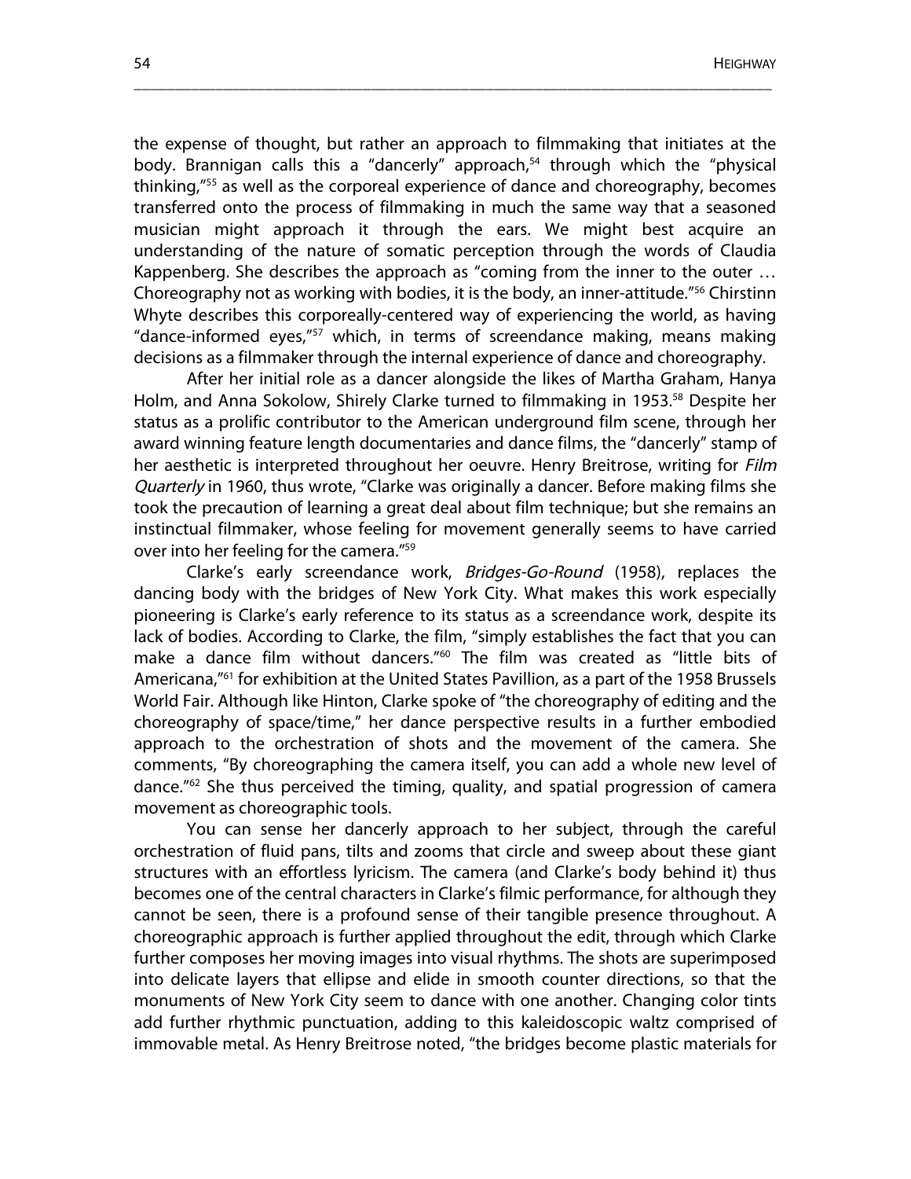the expense of thought, but rather an approach to filmmaking that initiates at the body. Brannigan calls this a "dancerly" approach,[54] through which the "physical thinking,"[55] as well as the corporeal experience of dance and choreography, becomes transferred onto the process of filmmaking in much the same way that a seasoned musician might approach it through the ears. We might best acquire an understanding of the nature of somatic perception through the words of Claudia Kappenberg. She describes the approach as "coming from the inner to the outer … Choreography not as working with bodies, it is the body, an inner-attitude."[56] Chirstinn Whyte describes this corporeally-centered way of experiencing the world, as having "dance-informed eyes,"[57] which, in terms of screendance making, means making decisions as a filmmaker through the internal experience of dance and choreography.

After her initial role as a dancer alongside the likes of Martha Graham, Hanya Holm, and Anna Sokolow, Shirely Clarke turned to filmmaking in 1953.[58] Despite her status as a prolific contributor to the American underground film scene, through her award winning feature length documentaries and dance films, the "dancerly" stamp of her aesthetic is interpreted throughout her oeuvre. Henry Breitrose, writing for *Film Quarterly* in 1960, thus wrote, "Clarke was originally a dancer. Before making films she took the precaution of learning a great deal about film technique; but she remains an instinctual filmmaker, whose feeling for movement generally seems to have carried over into her feeling for the camera."[59]

Clarke's early screendance work, *Bridges-Go-Round* (1958), replaces the dancing body with the bridges of New York City. What makes this work especially pioneering is Clarke's early reference to its status as a screendance work, despite its lack of bodies. According to Clarke, the film, "simply establishes the fact that you can make a dance film without dancers."[60] The film was created as "little bits of Americana,"[61] for exhibition at the United States Pavillion, as a part of the 1958 Brussels World Fair. Although like Hinton, Clarke spoke of "the choreography of editing and the choreography of space/time," her dance perspective results in a further embodied approach to the orchestration of shots and the movement of the camera. She comments, "By choreographing the camera itself, you can add a whole new level of dance."[62] She thus perceived the timing, quality, and spatial progression of camera movement as choreographic tools.

You can sense her dancerly approach to her subject, through the careful orchestration of fluid pans, tilts and zooms that circle and sweep about these giant structures with an effortless lyricism. The camera (and Clarke's body behind it) thus becomes one of the central characters in Clarke's filmic performance, for although they cannot be seen, there is a profound sense of their tangible presence throughout. A choreographic approach is further applied throughout the edit, through which Clarke further composes her moving images into visual rhythms. The shots are superimposed into delicate layers that ellipse and elide in smooth counter directions, so that the monuments of New York City seem to dance with one another. Changing color tints add further rhythmic punctuation, adding to this kaleidoscopic waltz comprised of immovable metal. As Henry Breitrose noted, "the bridges become plastic materials for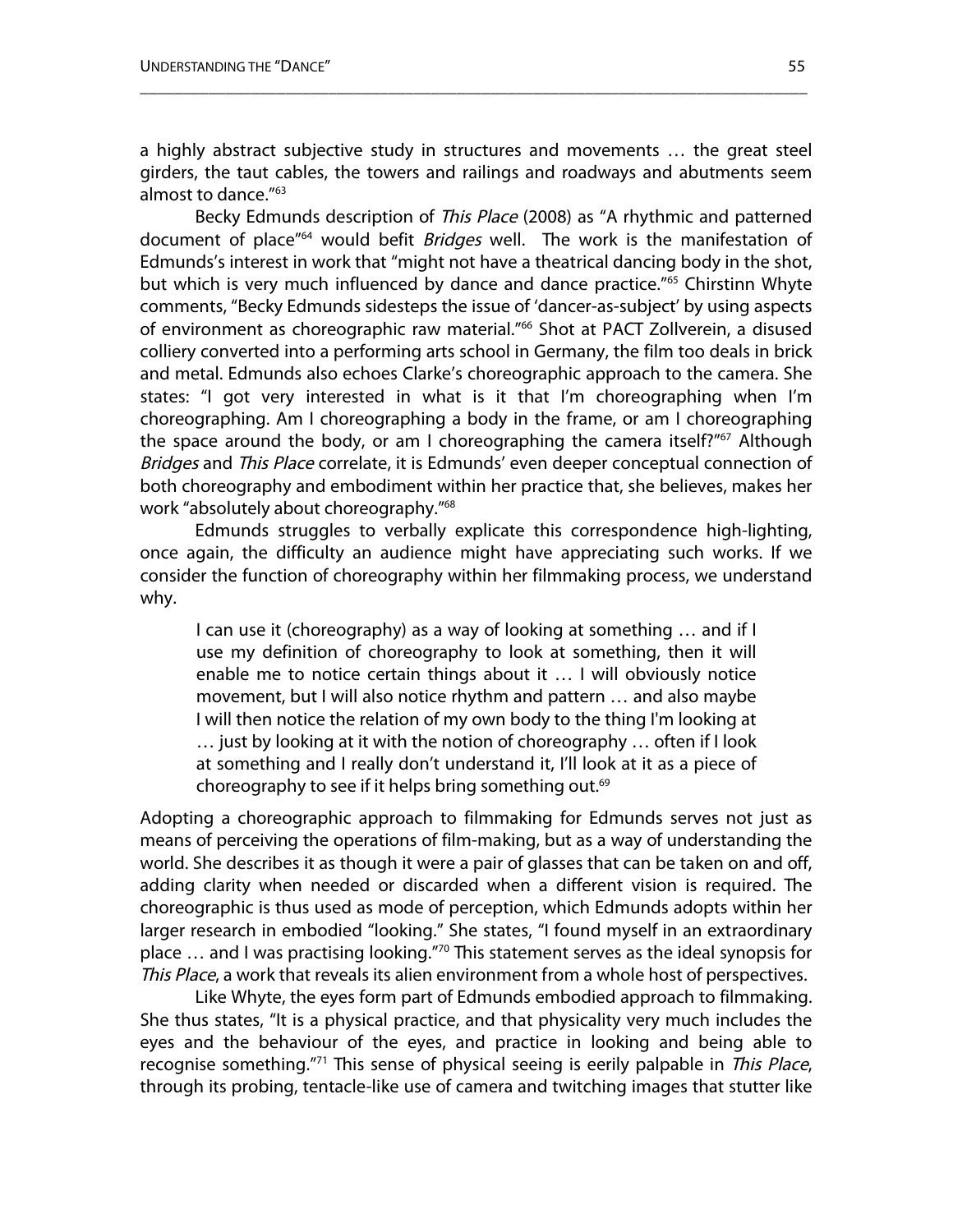a highly abstract subjective study in structures and movements … the great steel girders, the taut cables, the towers and railings and roadways and abutments seem almost to dance."[63]

Becky Edmunds description of *This Place* (2008) as "A rhythmic and patterned document of place"[64] would befit *Bridges* well. The work is the manifestation of Edmunds's interest in work that "might not have a theatrical dancing body in the shot, but which is very much influenced by dance and dance practice."[65] Chirstinn Whyte comments, "Becky Edmunds sidesteps the issue of 'dancer-as-subject' by using aspects of environment as choreographic raw material."[66] Shot at PACT Zollverein, a disused colliery converted into a performing arts school in Germany, the film too deals in brick and metal. Edmunds also echoes Clarke's choreographic approach to the camera. She states: "I got very interested in what is it that I'm choreographing when I'm choreographing. Am I choreographing a body in the frame, or am I choreographing the space around the body, or am I choreographing the camera itself?"[67] Although *Bridges* and *This Place* correlate, it is Edmunds' even deeper conceptual connection of both choreography and embodiment within her practice that, she believes, makes her work "absolutely about choreography."[68]

Edmunds struggles to verbally explicate this correspondence high-lighting, once again, the difficulty an audience might have appreciating such works. If we consider the function of choreography within her filmmaking process, we understand why.

> I can use it (choreography) as a way of looking at something … and if I use my definition of choreography to look at something, then it will enable me to notice certain things about it … I will obviously notice movement, but I will also notice rhythm and pattern … and also maybe I will then notice the relation of my own body to the thing I'm looking at … just by looking at it with the notion of choreography … often if I look at something and I really don't understand it, I'll look at it as a piece of choreography to see if it helps bring something out.[69]

Adopting a choreographic approach to filmmaking for Edmunds serves not just as means of perceiving the operations of film-making, but as a way of understanding the world. She describes it as though it were a pair of glasses that can be taken on and off, adding clarity when needed or discarded when a different vision is required. The choreographic is thus used as mode of perception, which Edmunds adopts within her larger research in embodied "looking." She states, "I found myself in an extraordinary place … and I was practising looking."[70] This statement serves as the ideal synopsis for *This Place*, a work that reveals its alien environment from a whole host of perspectives.

Like Whyte, the eyes form part of Edmunds embodied approach to filmmaking. She thus states, "It is a physical practice, and that physicality very much includes the eyes and the behaviour of the eyes, and practice in looking and being able to recognise something."[71] This sense of physical seeing is eerily palpable in *This Place*, through its probing, tentacle-like use of camera and twitching images that stutter like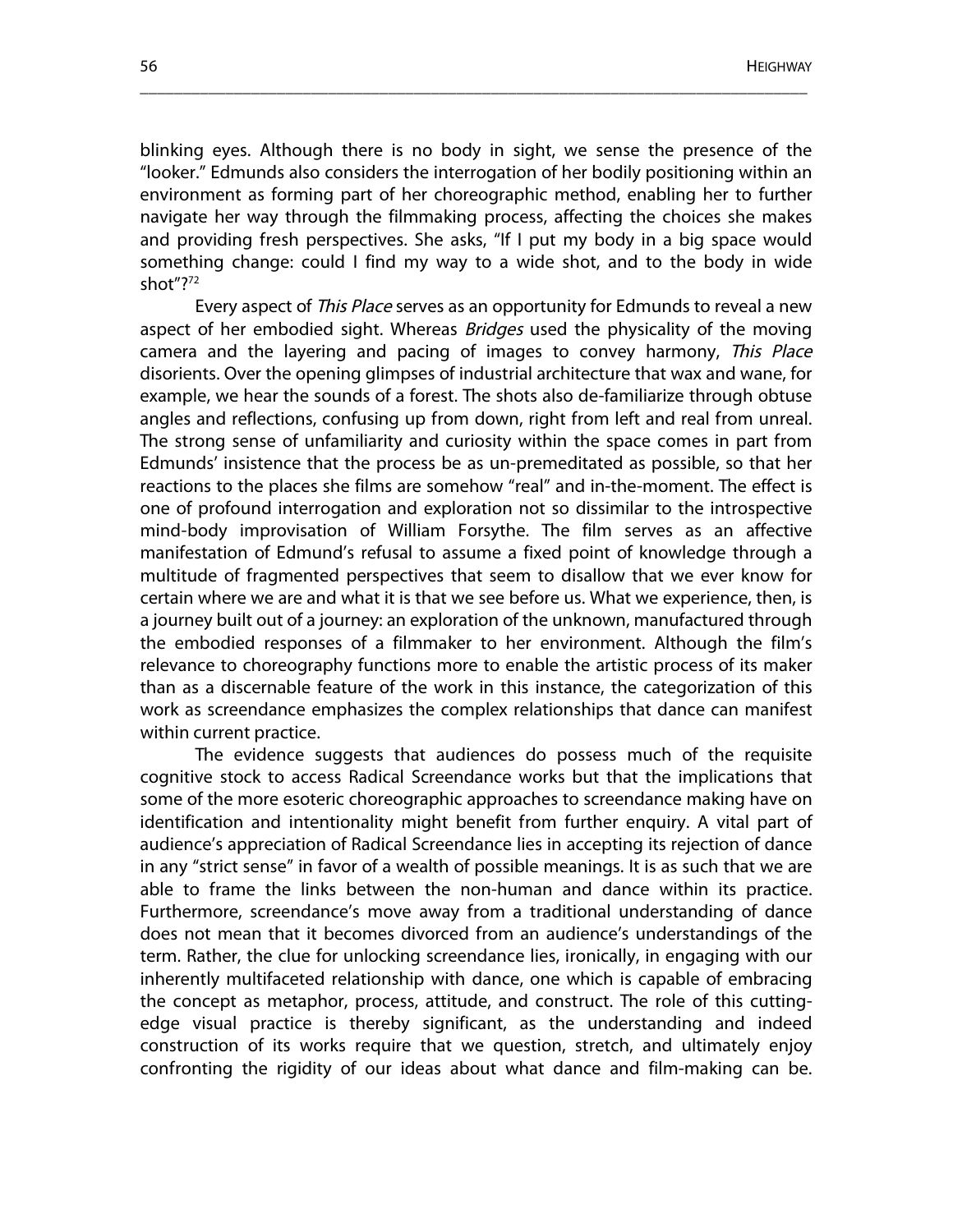blinking eyes. Although there is no body in sight, we sense the presence of the "looker." Edmunds also considers the interrogation of her bodily positioning within an environment as forming part of her choreographic method, enabling her to further navigate her way through the filmmaking process, affecting the choices she makes and providing fresh perspectives. She asks, "If I put my body in a big space would something change: could I find my way to a wide shot, and to the body in wide shot"?[72]

Every aspect of *This Place* serves as an opportunity for Edmunds to reveal a new aspect of her embodied sight. Whereas *Bridges* used the physicality of the moving camera and the layering and pacing of images to convey harmony, *This Place* disorients. Over the opening glimpses of industrial architecture that wax and wane, for example, we hear the sounds of a forest. The shots also de-familiarize through obtuse angles and reflections, confusing up from down, right from left and real from unreal. The strong sense of unfamiliarity and curiosity within the space comes in part from Edmunds' insistence that the process be as un-premeditated as possible, so that her reactions to the places she films are somehow "real" and in-the-moment. The effect is one of profound interrogation and exploration not so dissimilar to the introspective mind-body improvisation of William Forsythe. The film serves as an affective manifestation of Edmund's refusal to assume a fixed point of knowledge through a multitude of fragmented perspectives that seem to disallow that we ever know for certain where we are and what it is that we see before us. What we experience, then, is a journey built out of a journey: an exploration of the unknown, manufactured through the embodied responses of a filmmaker to her environment. Although the film's relevance to choreography functions more to enable the artistic process of its maker than as a discernable feature of the work in this instance, the categorization of this work as screendance emphasizes the complex relationships that dance can manifest within current practice.

The evidence suggests that audiences do possess much of the requisite cognitive stock to access Radical Screendance works but that the implications that some of the more esoteric choreographic approaches to screendance making have on identification and intentionality might benefit from further enquiry. A vital part of audience's appreciation of Radical Screendance lies in accepting its rejection of dance in any "strict sense" in favor of a wealth of possible meanings. It is as such that we are able to frame the links between the non-human and dance within its practice. Furthermore, screendance's move away from a traditional understanding of dance does not mean that it becomes divorced from an audience's understandings of the term. Rather, the clue for unlocking screendance lies, ironically, in engaging with our inherently multifaceted relationship with dance, one which is capable of embracing the concept as metaphor, process, attitude, and construct. The role of this cutting-edge visual practice is thereby significant, as the understanding and indeed construction of its works require that we question, stretch, and ultimately enjoy confronting the rigidity of our ideas about what dance and film-making can be.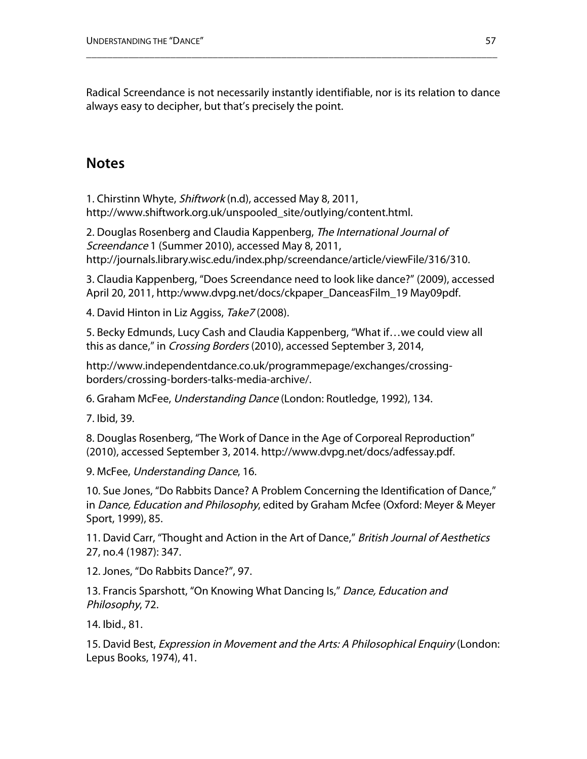Radical Screendance is not necessarily instantly identifiable, nor is its relation to dance always easy to decipher, but that's precisely the point.

## Notes

1. Chirstinn Whyte, *Shiftwork* (n.d), accessed May 8, 2011, http://www.shiftwork.org.uk/unspooled_site/outlying/content.html.

2. Douglas Rosenberg and Claudia Kappenberg, *The International Journal of Screendance* 1 (Summer 2010), accessed May 8, 2011, http://journals.library.wisc.edu/index.php/screendance/article/viewFile/316/310.

3. Claudia Kappenberg, "Does Screendance need to look like dance?" (2009), accessed April 20, 2011, http:/www.dvpg.net/docs/ckpaper_DanceasFilm_19 May09pdf.

4. David Hinton in Liz Aggiss, *Take7* (2008).

5. Becky Edmunds, Lucy Cash and Claudia Kappenberg, "What if…we could view all this as dance," in *Crossing Borders* (2010), accessed September 3, 2014,

http://www.independentdance.co.uk/programmepage/exchanges/crossing-borders/crossing-borders-talks-media-archive/.

6. Graham McFee, *Understanding Dance* (London: Routledge, 1992), 134.

7. Ibid, 39.

8. Douglas Rosenberg, "The Work of Dance in the Age of Corporeal Reproduction" (2010), accessed September 3, 2014. http://www.dvpg.net/docs/adfessay.pdf.

9. McFee, *Understanding Dance*, 16.

10. Sue Jones, "Do Rabbits Dance? A Problem Concerning the Identification of Dance," in *Dance, Education and Philosophy*, edited by Graham Mcfee (Oxford: Meyer & Meyer Sport, 1999), 85.

11. David Carr, "Thought and Action in the Art of Dance," *British Journal of Aesthetics* 27, no.4 (1987): 347.

12. Jones, "Do Rabbits Dance?", 97.

13. Francis Sparshott, "On Knowing What Dancing Is," *Dance, Education and Philosophy*, 72.

14. Ibid., 81.

15. David Best, *Expression in Movement and the Arts: A Philosophical Enquiry* (London: Lepus Books, 1974), 41.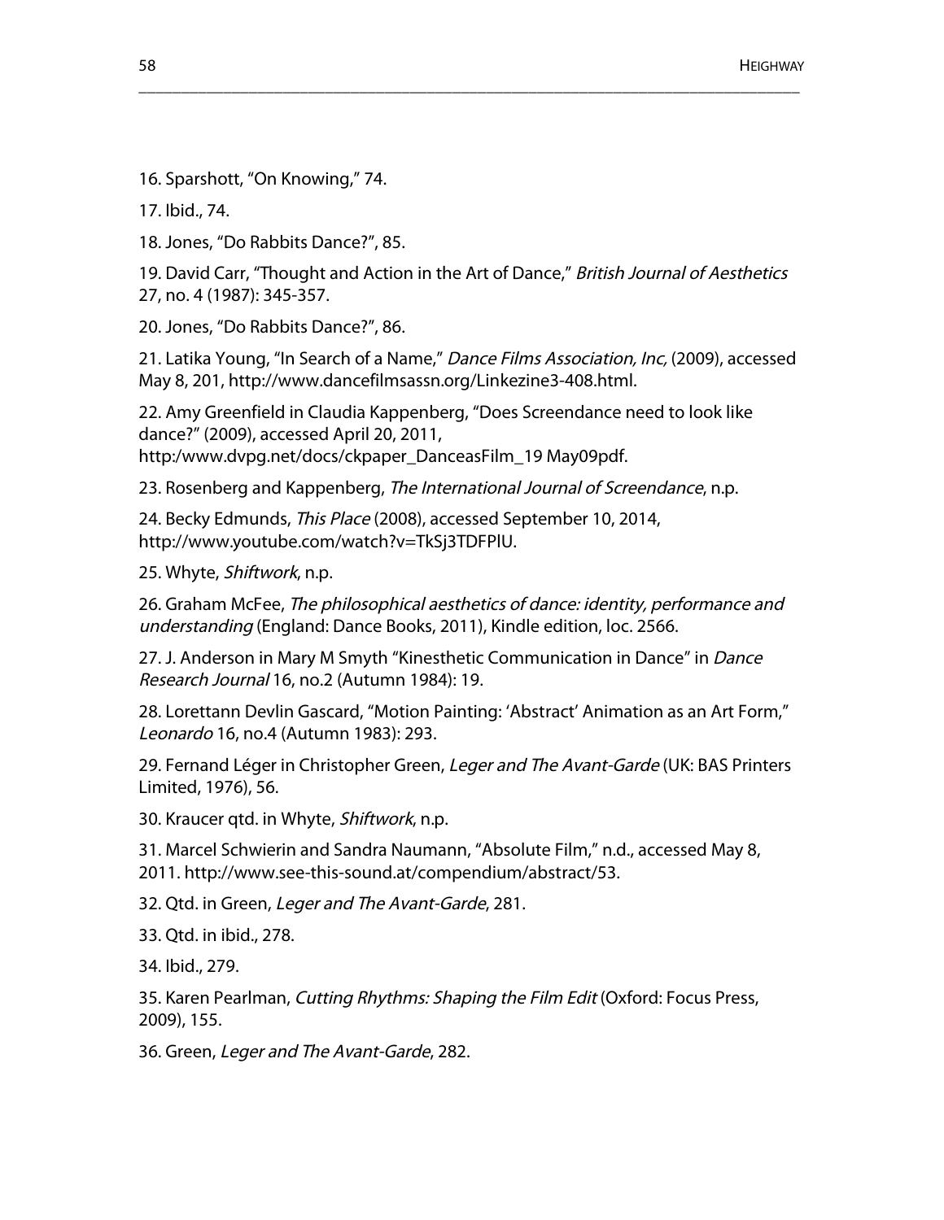16. Sparshott, "On Knowing," 74.

17. Ibid., 74.

18. Jones, "Do Rabbits Dance?", 85.

19. David Carr, "Thought and Action in the Art of Dance," *British Journal of Aesthetics* 27, no. 4 (1987): 345-357.

20. Jones, "Do Rabbits Dance?", 86.

21. Latika Young, "In Search of a Name," *Dance Films Association, Inc,* (2009), accessed May 8, 201, http://www.dancefilmsassn.org/Linkezine3-408.html.

22. Amy Greenfield in Claudia Kappenberg, "Does Screendance need to look like dance?" (2009), accessed April 20, 2011, http:/www.dvpg.net/docs/ckpaper_DanceasFilm_19 May09pdf.

23. Rosenberg and Kappenberg, *The International Journal of Screendance*, n.p.

24. Becky Edmunds, *This Place* (2008), accessed September 10, 2014, http://www.youtube.com/watch?v=TkSj3TDFPlU.

25. Whyte, *Shiftwork*, n.p.

26. Graham McFee, *The philosophical aesthetics of dance: identity, performance and understanding* (England: Dance Books, 2011), Kindle edition, loc. 2566.

27. J. Anderson in Mary M Smyth "Kinesthetic Communication in Dance" in *Dance Research Journal* 16, no.2 (Autumn 1984): 19.

28. Lorettann Devlin Gascard, "Motion Painting: 'Abstract' Animation as an Art Form," *Leonardo* 16, no.4 (Autumn 1983): 293.

29. Fernand Léger in Christopher Green, *Leger and The Avant-Garde* (UK: BAS Printers Limited, 1976), 56.

30. Kraucer qtd. in Whyte, *Shiftwork*, n.p.

31. Marcel Schwierin and Sandra Naumann, "Absolute Film," n.d., accessed May 8, 2011. http://www.see-this-sound.at/compendium/abstract/53.

32. Qtd. in Green, *Leger and The Avant-Garde*, 281.

33. Qtd. in ibid., 278.

34. Ibid., 279.

35. Karen Pearlman, *Cutting Rhythms: Shaping the Film Edit* (Oxford: Focus Press, 2009), 155.

36. Green, *Leger and The Avant-Garde*, 282.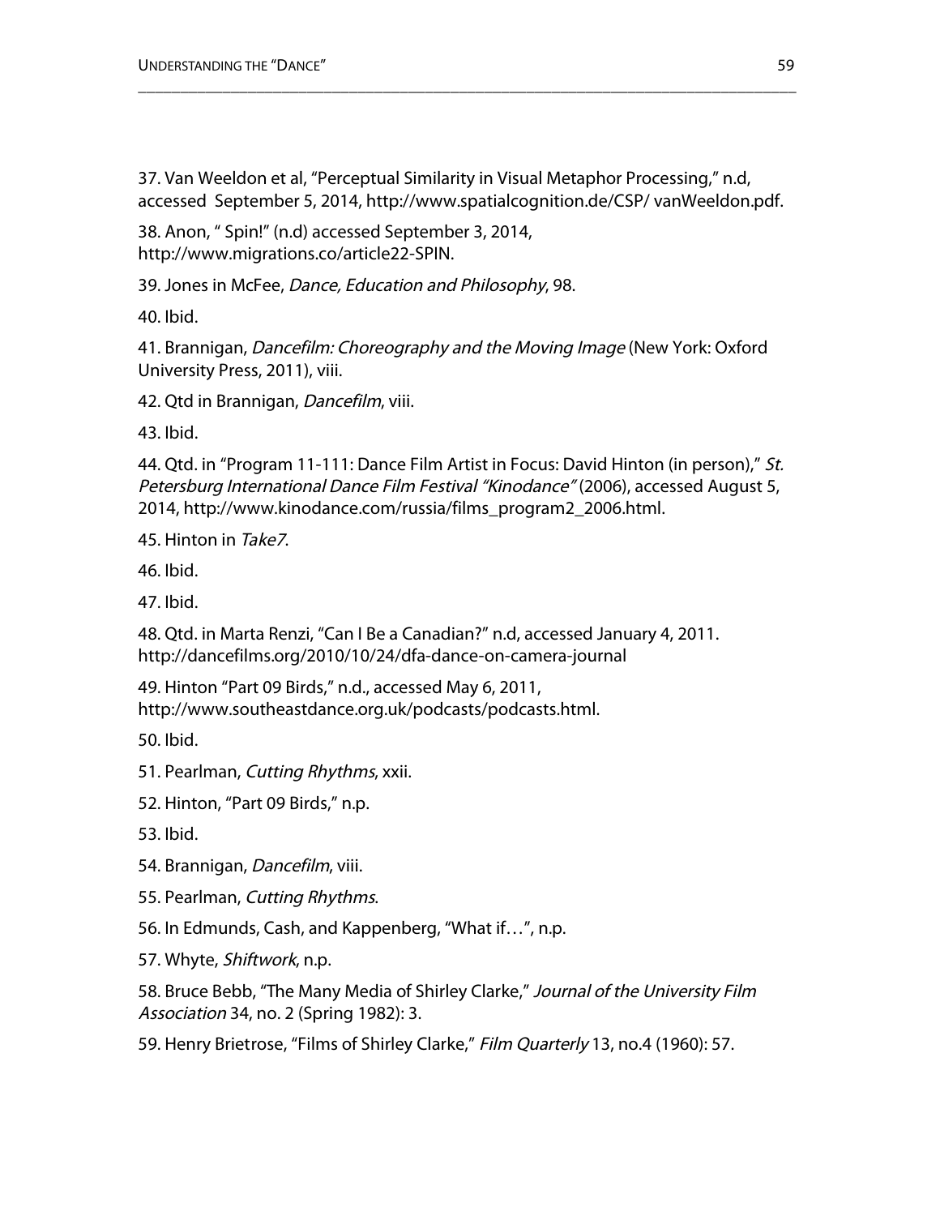37. Van Weeldon et al, "Perceptual Similarity in Visual Metaphor Processing," n.d, accessed September 5, 2014, http://www.spatialcognition.de/CSP/ vanWeeldon.pdf.

38. Anon, " Spin!" (n.d) accessed September 3, 2014, http://www.migrations.co/article22-SPIN.

39. Jones in McFee, *Dance, Education and Philosophy*, 98.

40. Ibid.

41. Brannigan, *Dancefilm: Choreography and the Moving Image* (New York: Oxford University Press, 2011), viii.

42. Qtd in Brannigan, *Dancefilm*, viii.

43. Ibid.

44. Qtd. in "Program 11-111: Dance Film Artist in Focus: David Hinton (in person)," *St. Petersburg International Dance Film Festival "Kinodance"* (2006), accessed August 5, 2014, http://www.kinodance.com/russia/films_program2_2006.html.

45. Hinton in *Take7*.

46. Ibid.

47. Ibid.

48. Qtd. in Marta Renzi, "Can I Be a Canadian?" n.d, accessed January 4, 2011. http://dancefilms.org/2010/10/24/dfa-dance-on-camera-journal

49. Hinton "Part 09 Birds," n.d., accessed May 6, 2011, http://www.southeastdance.org.uk/podcasts/podcasts.html.

50. Ibid.

51. Pearlman, *Cutting Rhythms*, xxii.

52. Hinton, "Part 09 Birds," n.p.

53. Ibid.

54. Brannigan, *Dancefilm*, viii.

55. Pearlman, *Cutting Rhythms*.

56. In Edmunds, Cash, and Kappenberg, "What if…", n.p.

57. Whyte, *Shiftwork*, n.p.

58. Bruce Bebb, "The Many Media of Shirley Clarke," *Journal of the University Film Association* 34, no. 2 (Spring 1982): 3.

59. Henry Brietrose, "Films of Shirley Clarke," *Film Quarterly* 13, no.4 (1960): 57.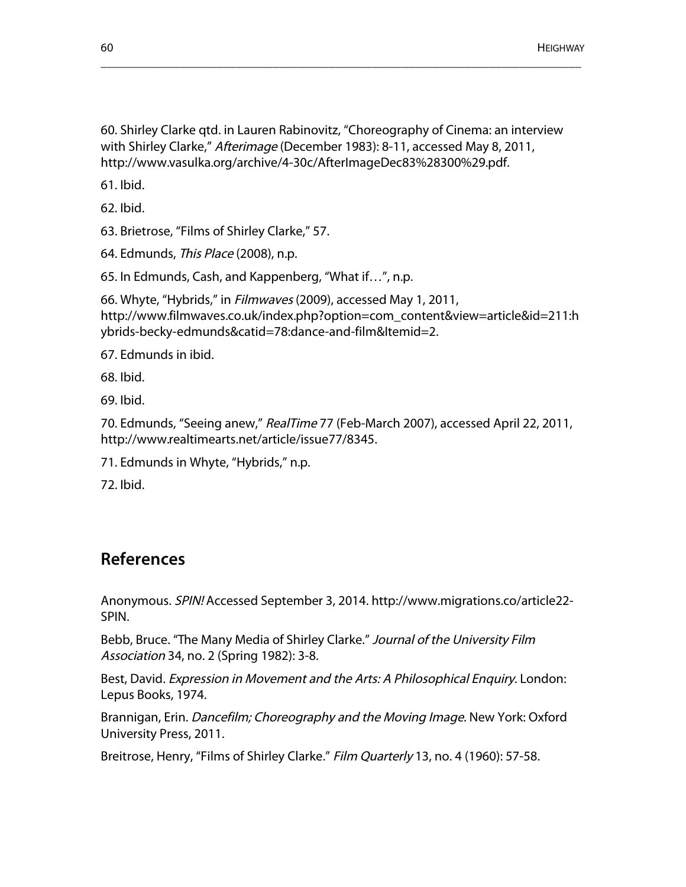60. Shirley Clarke qtd. in Lauren Rabinovitz, “Choreography of Cinema: an interview with Shirley Clarke,” *Afterimage* (December 1983): 8-11, accessed May 8, 2011, http://www.vasulka.org/archive/4-30c/AfterImageDec83%28300%29.pdf.

61. Ibid.

62. Ibid.

63. Brietrose, “Films of Shirley Clarke,” 57.

64. Edmunds, *This Place* (2008), n.p.

65. In Edmunds, Cash, and Kappenberg, “What if…”, n.p.

66. Whyte, “Hybrids,” in *Filmwaves* (2009), accessed May 1, 2011, http://www.filmwaves.co.uk/index.php?option=com_content&view=article&id=211:hybrids-becky-edmunds&catid=78:dance-and-film&Itemid=2.

67. Edmunds in ibid.

68. Ibid.

69. Ibid.

70. Edmunds, “Seeing anew,” *RealTime* 77 (Feb-March 2007), accessed April 22, 2011, http://www.realtimearts.net/article/issue77/8345.

71. Edmunds in Whyte, “Hybrids,” n.p.

72. Ibid.

## References

Anonymous. *SPIN!* Accessed September 3, 2014. http://www.migrations.co/article22-SPIN.

Bebb, Bruce. “The Many Media of Shirley Clarke.” *Journal of the University Film Association* 34, no. 2 (Spring 1982): 3-8.

Best, David. *Expression in Movement and the Arts: A Philosophical Enquiry*. London: Lepus Books, 1974.

Brannigan, Erin. *Dancefilm; Choreography and the Moving Image*. New York: Oxford University Press, 2011.

Breitrose, Henry, “Films of Shirley Clarke.” *Film Quarterly* 13, no. 4 (1960): 57-58.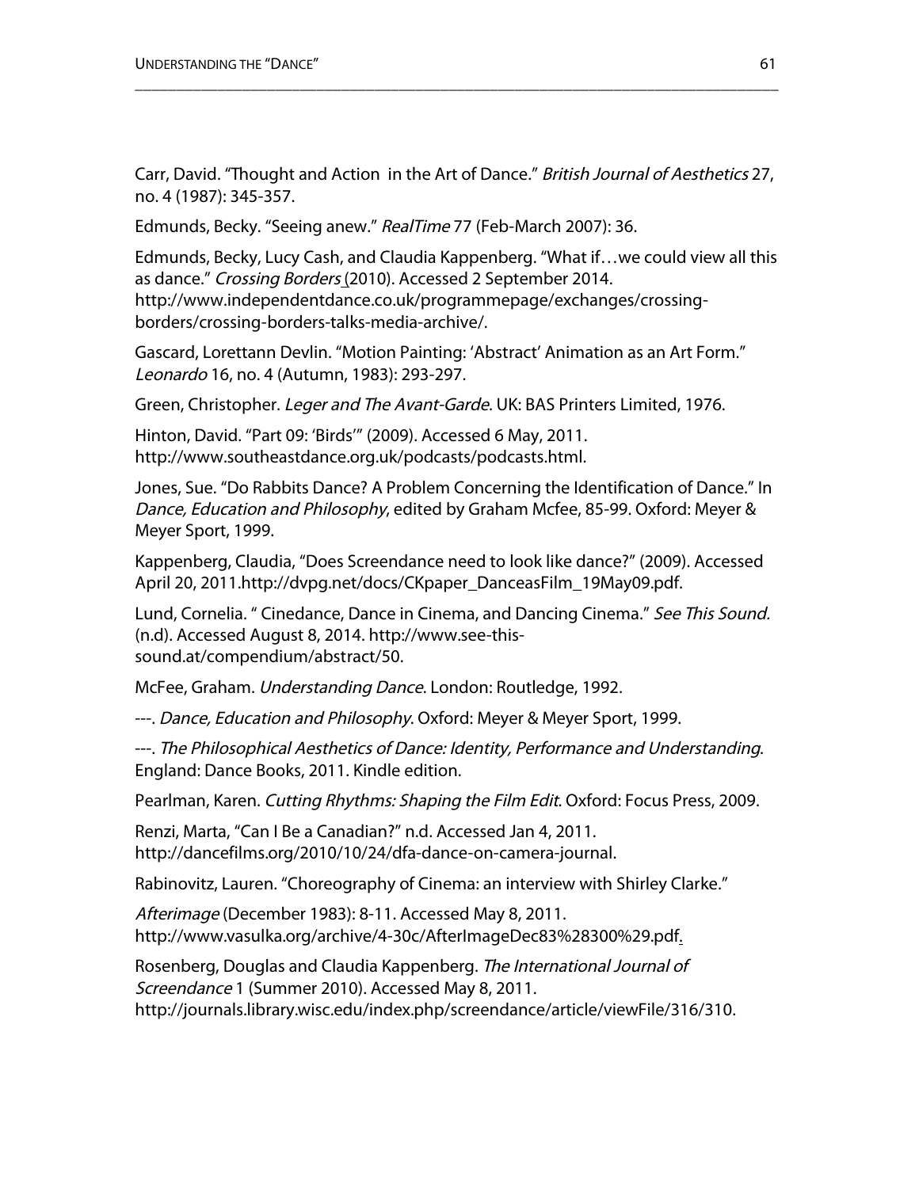Carr, David. “Thought and Action  in the Art of Dance.” *British Journal of Aesthetics* 27, no. 4 (1987): 345-357.

Edmunds, Becky. “Seeing anew.” *RealTime* 77 (Feb-March 2007): 36.

Edmunds, Becky, Lucy Cash, and Claudia Kappenberg. “What if…we could view all this as dance.” *Crossing Borders* (2010). Accessed 2 September 2014. http://www.independentdance.co.uk/programmepage/exchanges/crossing-borders/crossing-borders-talks-media-archive/.

Gascard, Lorettann Devlin. “Motion Painting: ‘Abstract’ Animation as an Art Form.” *Leonardo* 16, no. 4 (Autumn, 1983): 293-297.

Green, Christopher. *Leger and The Avant-Garde*. UK: BAS Printers Limited, 1976.

Hinton, David. “Part 09: ‘Birds’” (2009). Accessed 6 May, 2011. http://www.southeastdance.org.uk/podcasts/podcasts.html.

Jones, Sue. “Do Rabbits Dance? A Problem Concerning the Identification of Dance.” In *Dance, Education and Philosophy*, edited by Graham Mcfee, 85-99. Oxford: Meyer & Meyer Sport, 1999.

Kappenberg, Claudia, “Does Screendance need to look like dance?” (2009). Accessed April 20, 2011.http://dvpg.net/docs/CKpaper_DanceasFilm_19May09.pdf.

Lund, Cornelia. “ Cinedance, Dance in Cinema, and Dancing Cinema.” *See This Sound.* (n.d). Accessed August 8, 2014. http://www.see-this-sound.at/compendium/abstract/50.

McFee, Graham. *Understanding Dance*. London: Routledge, 1992.

---. *Dance, Education and Philosophy*. Oxford: Meyer & Meyer Sport, 1999.

---. *The Philosophical Aesthetics of Dance: Identity, Performance and Understanding*. England: Dance Books, 2011. Kindle edition.

Pearlman, Karen. *Cutting Rhythms: Shaping the Film Edit*. Oxford: Focus Press, 2009.

Renzi, Marta, “Can I Be a Canadian?” n.d. Accessed Jan 4, 2011. http://dancefilms.org/2010/10/24/dfa-dance-on-camera-journal.

Rabinovitz, Lauren. “Choreography of Cinema: an interview with Shirley Clarke.”

*Afterimage* (December 1983): 8-11. Accessed May 8, 2011. http://www.vasulka.org/archive/4-30c/AfterImageDec83%28300%29.pdf.

Rosenberg, Douglas and Claudia Kappenberg. *The International Journal of Screendance* 1 (Summer 2010). Accessed May 8, 2011. http://journals.library.wisc.edu/index.php/screendance/article/viewFile/316/310.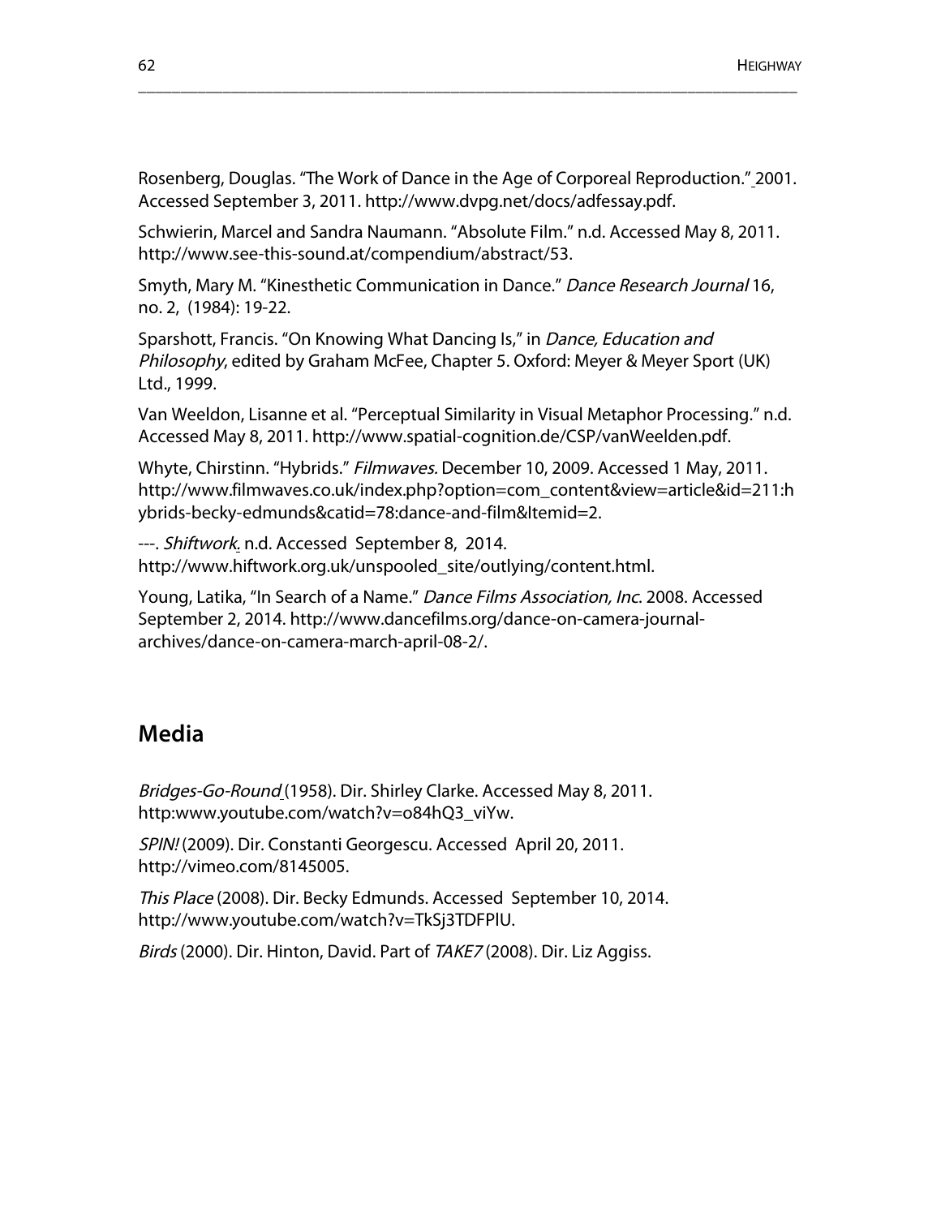Rosenberg, Douglas. "The Work of Dance in the Age of Corporeal Reproduction." 2001. Accessed September 3, 2011. http://www.dvpg.net/docs/adfessay.pdf.

Schwierin, Marcel and Sandra Naumann. "Absolute Film." n.d. Accessed May 8, 2011. http://www.see-this-sound.at/compendium/abstract/53.

Smyth, Mary M. "Kinesthetic Communication in Dance." *Dance Research Journal* 16, no. 2, (1984): 19-22.

Sparshott, Francis. "On Knowing What Dancing Is," in *Dance, Education and Philosophy*, edited by Graham McFee, Chapter 5. Oxford: Meyer & Meyer Sport (UK) Ltd., 1999.

Van Weeldon, Lisanne et al. "Perceptual Similarity in Visual Metaphor Processing." n.d. Accessed May 8, 2011. http://www.spatial-cognition.de/CSP/vanWeelden.pdf.

Whyte, Chirstinn. "Hybrids." *Filmwaves.* December 10, 2009. Accessed 1 May, 2011. http://www.filmwaves.co.uk/index.php?option=com_content&view=article&id=211:hybrids-becky-edmunds&catid=78:dance-and-film&Itemid=2.

---. *Shiftwork*. n.d. Accessed September 8, 2014. http://www.hiftwork.org.uk/unspooled_site/outlying/content.html.

Young, Latika, "In Search of a Name." *Dance Films Association, Inc*. 2008. Accessed September 2, 2014. http://www.dancefilms.org/dance-on-camera-journal-archives/dance-on-camera-march-april-08-2/.

## Media

*Bridges-Go-Round* (1958). Dir. Shirley Clarke. Accessed May 8, 2011. http:www.youtube.com/watch?v=o84hQ3_viYw.

*SPIN!* (2009). Dir. Constanti Georgescu. Accessed April 20, 2011. http://vimeo.com/8145005.

*This Place* (2008). Dir. Becky Edmunds. Accessed September 10, 2014. http://www.youtube.com/watch?v=TkSj3TDFPlU.

*Birds* (2000). Dir. Hinton, David. Part of *TAKE7* (2008). Dir. Liz Aggiss.